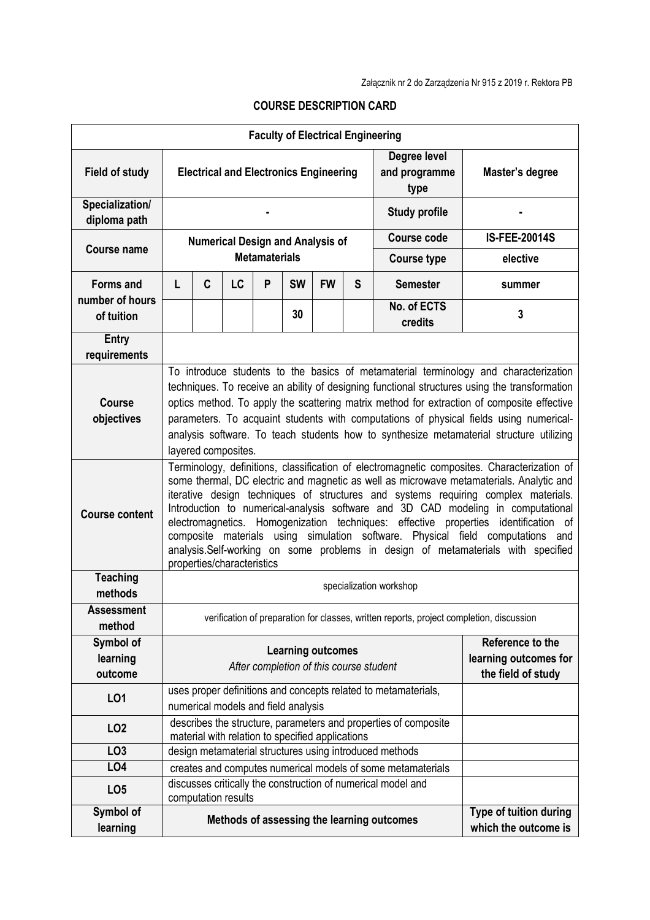Załącznik nr 2 do Zarządzenia Nr 915 z 2019 r. Rektora PB

# COURSE DESCRIPTION CARD

| **Faculty of Electrical Engineering** | | | | | | | | | |
|---|---|---|---|---|---|---|---|---|---|
| **Field of study** | **Electrical and Electronics Engineering** | | | | | | | **Degree level and programme type** | **Master's degree** |
| **Specialization/ diploma path** | **-** | | | | | | | **Study profile** | **-** |
| **Course name** | **Numerical Design and Analysis of Metamaterials** | | | | | | | **Course code** | **IS-FEE-20014S** |
| | | | | | | | | **Course type** | **elective** |
| **Forms and number of hours of tuition** | **L** | **C** | **LC** | **P** | **SW** | **FW** | **S** | **Semester** | **summer** |
| | | | | | **30** | | | **No. of ECTS credits** | **3** |
| **Entry requirements** | | | | | | | | | |
| **Course objectives** | To introduce students to the basics of metamaterial terminology and characterization techniques. To receive an ability of designing functional structures using the transformation optics method. To apply the scattering matrix method for extraction of composite effective parameters. To acquaint students with computations of physical fields using numerical-analysis software. To teach students how to synthesize metamaterial structure utilizing layered composites. | | | | | | | | |
| **Course content** | Terminology, definitions, classification of electromagnetic composites. Characterization of some thermal, DC electric and magnetic as well as microwave metamaterials. Analytic and iterative design techniques of structures and systems requiring complex materials. Introduction to numerical-analysis software and 3D CAD modeling in computational electromagnetics. Homogenization techniques: effective properties identification of composite materials using simulation software. Physical field computations and analysis.Self-working on some problems in design of metamaterials with specified properties/characteristics | | | | | | | | |
| **Teaching methods** | specialization workshop | | | | | | | | |
| **Assessment method** | verification of preparation for classes, written reports, project completion, discussion | | | | | | | | |
| **Symbol of learning outcome** | **Learning outcomes** *After completion of this course student* | | | | | | | | **Reference to the learning outcomes for the field of study** |
| **LO1** | uses proper definitions and concepts related to metamaterials, numerical models and field analysis | | | | | | | | |
| **LO2** | describes the structure, parameters and properties of composite material with relation to specified applications | | | | | | | | |
| **LO3** | design metamaterial structures using introduced methods | | | | | | | | |
| **LO4** | creates and computes numerical models of some metamaterials | | | | | | | | |
| **LO5** | discusses critically the construction of numerical model and computation results | | | | | | | | |
| **Symbol of learning** | **Methods of assessing the learning outcomes** | | | | | | | | **Type of tuition during which the outcome is** |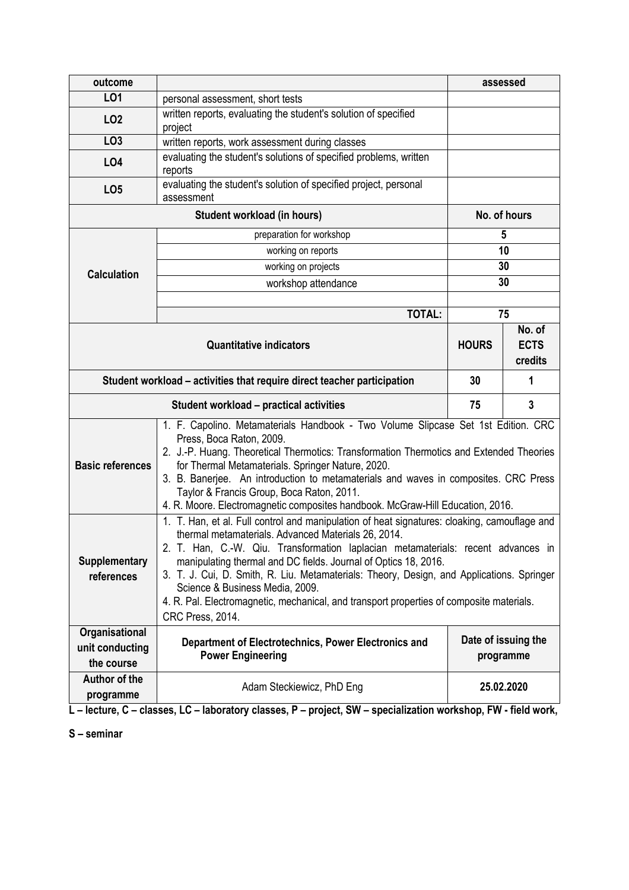| outcome | | assessed | |
|---|---|---|---|
| LO1 | personal assessment, short tests | | |
| LO2 | written reports, evaluating the student's solution of specified project | | |
| LO3 | written reports, work assessment during classes | | |
| LO4 | evaluating the student's solutions of specified problems, written reports | | |
| LO5 | evaluating the student's solution of specified project, personal assessment | | |
| **Student workload (in hours)** | | **No. of hours** | |
| **Calculation** | preparation for workshop | 5 | |
| | working on reports | 10 | |
| | working on projects | 30 | |
| | workshop attendance | 30 | |
| | | | |
| | **TOTAL:** | 75 | |
| **Quantitative indicators** | | **HOURS** | **No. of ECTS credits** |
| **Student workload – activities that require direct teacher participation** | | 30 | 1 |
| **Student workload – practical activities** | | 75 | 3 |
| **Basic references** | 1. F. Capolino. Metamaterials Handbook - Two Volume Slipcase Set 1st Edition. CRC Press, Boca Raton, 2009.<br>2. J.-P. Huang. Theoretical Thermotics: Transformation Thermotics and Extended Theories for Thermal Metamaterials. Springer Nature, 2020.<br>3. B. Banerjee. An introduction to metamaterials and waves in composites. CRC Press Taylor & Francis Group, Boca Raton, 2011.<br>4. R. Moore. Electromagnetic composites handbook. McGraw-Hill Education, 2016. | | |
| **Supplementary references** | 1. T. Han, et al. Full control and manipulation of heat signatures: cloaking, camouflage and thermal metamaterials. Advanced Materials 26, 2014.<br>2. T. Han, C.-W. Qiu. Transformation laplacian metamaterials: recent advances in manipulating thermal and DC fields. Journal of Optics 18, 2016.<br>3. T. J. Cui, D. Smith, R. Liu. Metamaterials: Theory, Design, and Applications. Springer Science & Business Media, 2009.<br>4. R. Pal. Electromagnetic, mechanical, and transport properties of composite materials. CRC Press, 2014. | | |
| **Organisational unit conducting the course** | **Department of Electrotechnics, Power Electronics and Power Engineering** | **Date of issuing the programme** | |
| **Author of the programme** | Adam Steckiewicz, PhD Eng | **25.02.2020** | |

**L – lecture, C – classes, LC – laboratory classes, P – project, SW – specialization workshop, FW - field work, S – seminar**